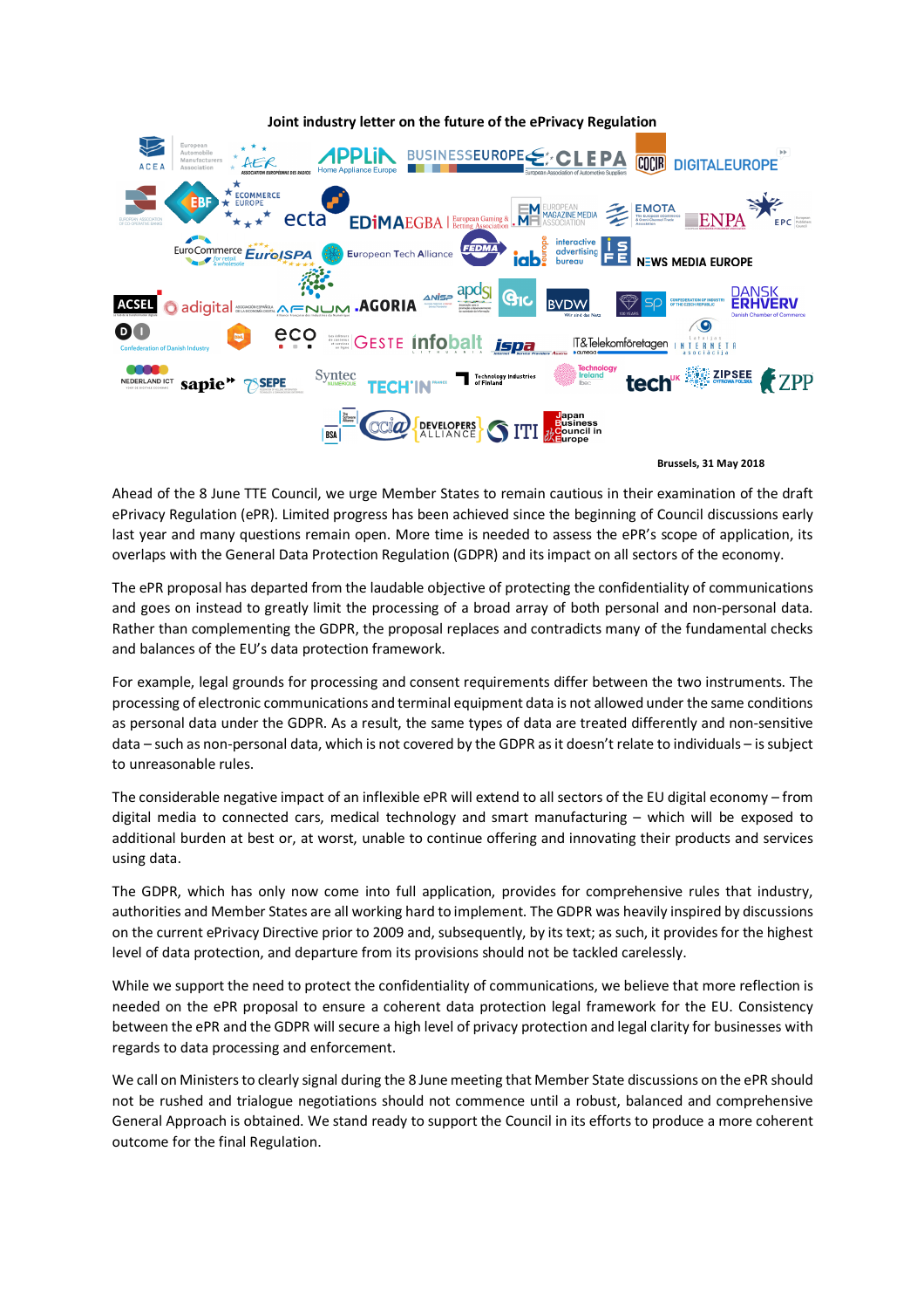**Joint industry letter on the future of the ePrivacy Regulation**

**Brussels, 31 May 2018**

Ahead of the 8 June TTE Council, we urge Member States to remain cautious in their examination of the draft ePrivacy Regulation (ePR). Limited progress has been achieved since the beginning of Council discussions early last year and many questions remain open. More time is needed to assess the ePR's scope of application, its overlaps with the General Data Protection Regulation (GDPR) and its impact on all sectors of the economy.

The ePR proposal has departed from the laudable objective of protecting the confidentiality of communications and goes on instead to greatly limit the processing of a broad array of both personal and non-personal data. Rather than complementing the GDPR, the proposal replaces and contradicts many of the fundamental checks and balances of the EU's data protection framework.

For example, legal grounds for processing and consent requirements differ between the two instruments. The processing of electronic communications and terminal equipment data is not allowed under the same conditions as personal data under the GDPR. As a result, the same types of data are treated differently and non-sensitive data – such as non-personal data, which is not covered by the GDPR as it doesn't relate to individuals – is subject to unreasonable rules.

The considerable negative impact of an inflexible ePR will extend to all sectors of the EU digital economy – from digital media to connected cars, medical technology and smart manufacturing – which will be exposed to additional burden at best or, at worst, unable to continue offering and innovating their products and services using data.

The GDPR, which has only now come into full application, provides for comprehensive rules that industry, authorities and Member States are all working hard to implement. The GDPR was heavily inspired by discussions on the current ePrivacy Directive prior to 2009 and, subsequently, by its text; as such, it provides for the highest level of data protection, and departure from its provisions should not be tackled carelessly.

While we support the need to protect the confidentiality of communications, we believe that more reflection is needed on the ePR proposal to ensure a coherent data protection legal framework for the EU. Consistency between the ePR and the GDPR will secure a high level of privacy protection and legal clarity for businesses with regards to data processing and enforcement.

We call on Ministers to clearly signal during the 8 June meeting that Member State discussions on the ePR should not be rushed and trialogue negotiations should not commence until a robust, balanced and comprehensive General Approach is obtained. We stand ready to support the Council in its efforts to produce a more coherent outcome for the final Regulation.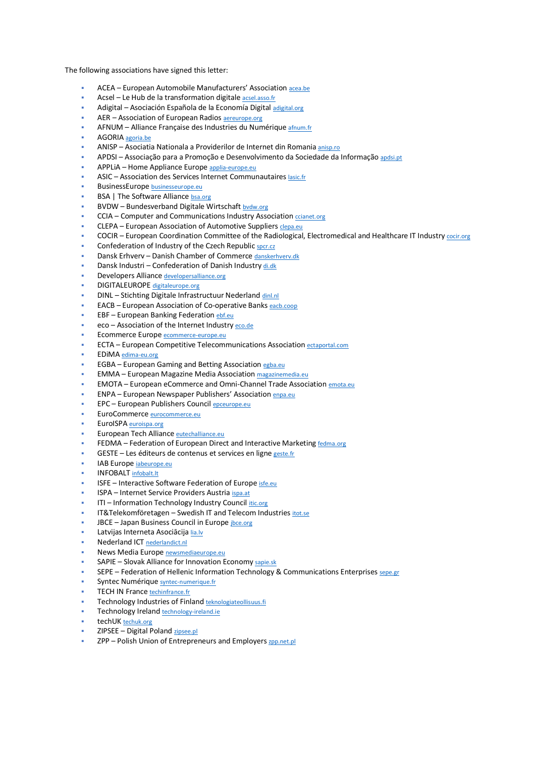The following associations have signed this letter:

- ACEA – European Automobile Manufacturers' Association acea.be
- Acsel – Le Hub de la transformation digitale acsel.asso.fr
- Adigital – Asociación Española de la Economía Digital adigital.org
- AER – Association of European Radios aereurope.org
- AFNUM – Alliance Française des Industries du Numérique afnum.fr
- AGORIA agoria.be
- ANISP – Asociatia Nationala a Providerilor de Internet din Romania anisp.ro
- APDSI – Associação para a Promoção e Desenvolvimento da Sociedade da Informação apdsi.pt
- APPLiA – Home Appliance Europe applia-europe.eu
- ASIC – Association des Services Internet Communautaires lasic.fr
- BusinessEurope businesseurope.eu
- BSA | The Software Alliance bsa.org
- BVDW – Bundesverband Digitale Wirtschaft bvdw.org
- CCIA – Computer and Communications Industry Association ccianet.org
- CLEPA – European Association of Automotive Suppliers clepa.eu
- COCIR – European Coordination Committee of the Radiological, Electromedical and Healthcare IT Industry cocir.org
- Confederation of Industry of the Czech Republic spcr.cz
- Dansk Erhverv – Danish Chamber of Commerce danskerhverv.dk
- Dansk Industri – Confederation of Danish Industry di.dk
- Developers Alliance developersalliance.org
- DIGITALEUROPE digitaleurope.org
- DINL – Stichting Digitale Infrastructuur Nederland dinl.nl
- EACB – European Association of Co-operative Banks eacb.coop
- EBF – European Banking Federation ebf.eu
- eco – Association of the Internet Industry eco.de
- Ecommerce Europe ecommerce-europe.eu
- ECTA – European Competitive Telecommunications Association ectaportal.com
- EDiMA edima-eu.org
- EGBA – European Gaming and Betting Association egba.eu
- EMMA – European Magazine Media Association magazinemedia.eu
- EMOTA – European eCommerce and Omni-Channel Trade Association emota.eu
- ENPA – European Newspaper Publishers' Association enpa.eu
- EPC – European Publishers Council epceurope.eu
- EuroCommerce eurocommerce.eu
- EuroISPA euroispa.org
- European Tech Alliance eutechalliance.eu
- FEDMA – Federation of European Direct and Interactive Marketing fedma.org
- GESTE – Les éditeurs de contenus et services en ligne geste.fr
- IAB Europe iabeurope.eu
- INFOBALT infobalt.lt
- ISFE – Interactive Software Federation of Europe isfe.eu
- ISPA – Internet Service Providers Austria ispa.at
- ITI – Information Technology Industry Council itic.org
- IT&Telekomföretagen – Swedish IT and Telecom Industries itot.se
- JBCE – Japan Business Council in Europe jbce.org
- Latvijas Interneta Asociācija lia.lv
- Nederland ICT nederlandict.nl
- News Media Europe newsmediaeurope.eu
- SAPIE – Slovak Alliance for Innovation Economy sapie.sk
- SEPE – Federation of Hellenic Information Technology & Communications Enterprises sepe.gr
- Syntec Numérique syntec-numerique.fr
- TECH IN France techinfrance.fr
- Technology Industries of Finland teknologiateollisuus.fi
- Technology Ireland technology-ireland.ie
- techUK techuk.org
- ZIPSEE – Digital Poland zipsee.pl
- ZPP – Polish Union of Entrepreneurs and Employers zpp.net.pl